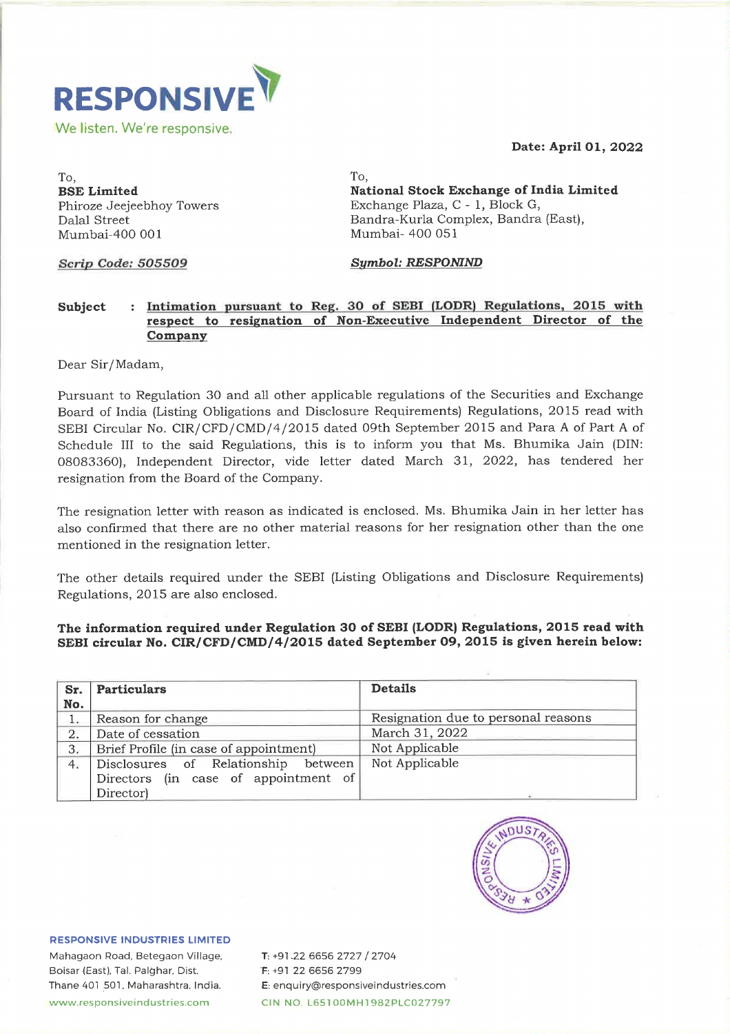**RESPONSIVE**

We listen. We're responsive.

**Date: April 01, 2022**

To,
**BSE Limited**
Phiroze Jeejeebhoy Towers
Dalal Street
Mumbai-400 001

***Scrip Code: 505509***

To,
**National Stock Exchange of India Limited**
Exchange Plaza, C - 1, Block G,
Bandra-Kurla Complex, Bandra (East),
Mumbai- 400 051

***Symbol: RESPONIND***

**Subject : Intimation pursuant to Reg. 30 of SEBI (LODR) Regulations, 2015 with respect to resignation of Non-Executive Independent Director of the Company**

Dear Sir/Madam,

Pursuant to Regulation 30 and all other applicable regulations of the Securities and Exchange Board of India (Listing Obligations and Disclosure Requirements) Regulations, 2015 read with SEBI Circular No. CIR/CFD/CMD/4/2015 dated 09th September 2015 and Para A of Part A of Schedule III to the said Regulations, this is to inform you that Ms. Bhumika Jain (DIN: 08083360), Independent Director, vide letter dated March 31, 2022, has tendered her resignation from the Board of the Company.

The resignation letter with reason as indicated is enclosed. Ms. Bhumika Jain in her letter has also confirmed that there are no other material reasons for her resignation other than the one mentioned in the resignation letter.

The other details required under the SEBI (Listing Obligations and Disclosure Requirements) Regulations, 2015 are also enclosed.

**The information required under Regulation 30 of SEBI (LODR) Regulations, 2015 read with SEBI circular No. CIR/CFD/CMD/4/2015 dated September 09, 2015 is given herein below:**

| Sr. No. | Particulars | Details |
|---|---|---|
| 1. | Reason for change | Resignation due to personal reasons |
| 2. | Date of cessation | March 31, 2022 |
| 3. | Brief Profile (in case of appointment) | Not Applicable |
| 4. | Disclosures of Relationship between Directors (in case of appointment of Director) | Not Applicable |

**RESPONSIVE INDUSTRIES LIMITED**
Mahagaon Road, Betegaon Village, Boisar (East), Tal. Palghar, Dist. Thane 401 501, Maharashtra, India.
www.responsiveindustries.com

T: +91 22 6656 2727 / 2704
F: +91 22 6656 2799
E: enquiry@responsiveindustries.com
CIN NO. L65100MH1982PLC027797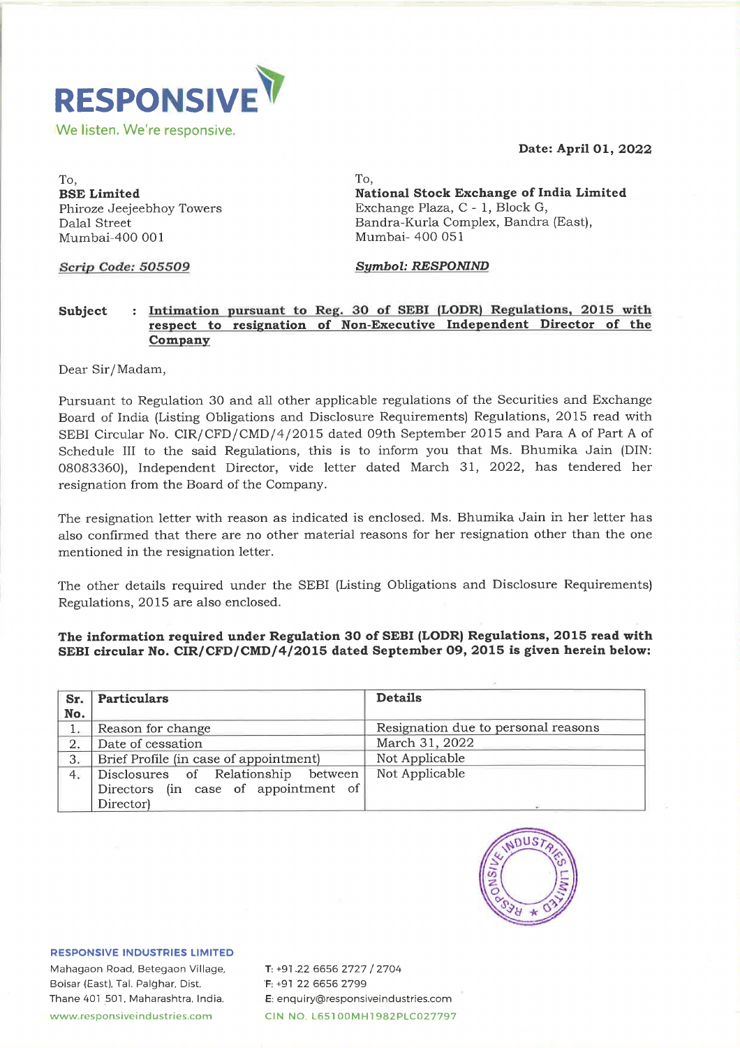**RESPONSIVE**

We listen. We're responsive.

**Date: April 01, 2022**

To,
**BSE Limited**
Phiroze Jeejeebhoy Towers
Dalal Street
Mumbai-400 001

*Scrip Code: 505509*

To,
**National Stock Exchange of India Limited**
Exchange Plaza, C - 1, Block G,
Bandra-Kurla Complex, Bandra (East),
Mumbai- 400 051

*Symbol: RESPONIND*

**Subject : Intimation pursuant to Reg. 30 of SEBI (LODR) Regulations, 2015 with respect to resignation of Non-Executive Independent Director of the Company**

Dear Sir/Madam,

Pursuant to Regulation 30 and all other applicable regulations of the Securities and Exchange Board of India (Listing Obligations and Disclosure Requirements) Regulations, 2015 read with SEBI Circular No. CIR/CFD/CMD/4/2015 dated 09th September 2015 and Para A of Part A of Schedule III to the said Regulations, this is to inform you that Ms. Bhumika Jain (DIN: 08083360), Independent Director, vide letter dated March 31, 2022, has tendered her resignation from the Board of the Company.

The resignation letter with reason as indicated is enclosed. Ms. Bhumika Jain in her letter has also confirmed that there are no other material reasons for her resignation other than the one mentioned in the resignation letter.

The other details required under the SEBI (Listing Obligations and Disclosure Requirements) Regulations, 2015 are also enclosed.

**The information required under Regulation 30 of SEBI (LODR) Regulations, 2015 read with SEBI circular No. CIR/CFD/CMD/4/2015 dated September 09, 2015 is given herein below:**

| Sr. No. | Particulars | Details |
|---|---|---|
| 1. | Reason for change | Resignation due to personal reasons |
| 2. | Date of cessation | March 31, 2022 |
| 3. | Brief Profile (in case of appointment) | Not Applicable |
| 4. | Disclosures of Relationship between Directors (in case of appointment of Director) | Not Applicable |

RESPONSIVE INDUSTRIES LIMITED
Mahagaon Road, Betegaon Village, Boisar (East), Tal. Palghar, Dist. Thane 401 501, Maharashtra, India.
www.responsiveindustries.com

T: +91 22 6656 2727 / 2704
F: +91 22 6656 2799
E: enquiry@responsiveindustries.com
CIN NO. L65100MH1982PLC027797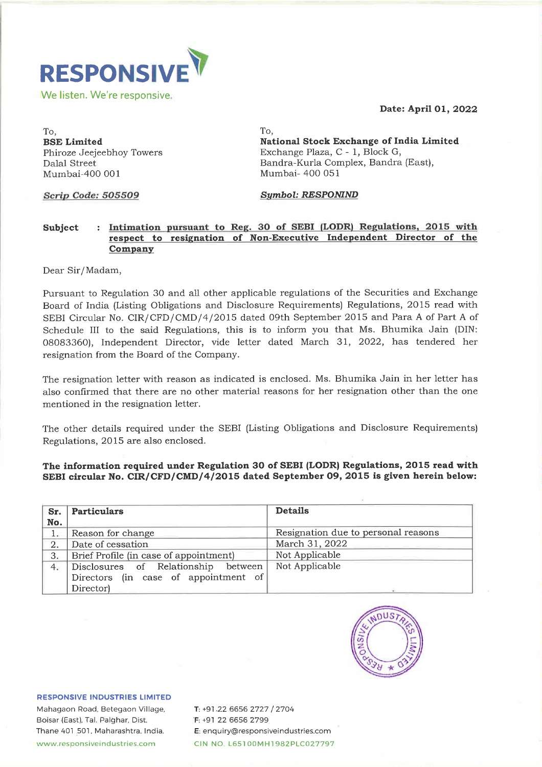**RESPONSIVE**

We listen. We're responsive.

**Date: April 01, 2022**

To,
**BSE Limited**
Phiroze Jeejeebhoy Towers
Dalal Street
Mumbai-400 001

*Scrip Code: 505509*

To,
**National Stock Exchange of India Limited**
Exchange Plaza, C - 1, Block G,
Bandra-Kurla Complex, Bandra (East),
Mumbai- 400 051

***Symbol: RESPONIND***

**Subject : Intimation pursuant to Reg. 30 of SEBI (LODR) Regulations, 2015 with respect to resignation of Non-Executive Independent Director of the Company**

Dear Sir/Madam,

Pursuant to Regulation 30 and all other applicable regulations of the Securities and Exchange Board of India (Listing Obligations and Disclosure Requirements) Regulations, 2015 read with SEBI Circular No. CIR/CFD/CMD/4/2015 dated 09th September 2015 and Para A of Part A of Schedule III to the said Regulations, this is to inform you that Ms. Bhumika Jain (DIN: 08083360), Independent Director, vide letter dated March 31, 2022, has tendered her resignation from the Board of the Company.

The resignation letter with reason as indicated is enclosed. Ms. Bhumika Jain in her letter has also confirmed that there are no other material reasons for her resignation other than the one mentioned in the resignation letter.

The other details required under the SEBI (Listing Obligations and Disclosure Requirements) Regulations, 2015 are also enclosed.

**The information required under Regulation 30 of SEBI (LODR) Regulations, 2015 read with SEBI circular No. CIR/CFD/CMD/4/2015 dated September 09, 2015 is given herein below:**

| Sr. No. | Particulars | Details |
|---|---|---|
| 1. | Reason for change | Resignation due to personal reasons |
| 2. | Date of cessation | March 31, 2022 |
| 3. | Brief Profile (in case of appointment) | Not Applicable |
| 4. | Disclosures of Relationship between Directors (in case of appointment of Director) | Not Applicable |

**RESPONSIVE INDUSTRIES LIMITED**
Mahagaon Road, Betegaon Village, Boisar (East), Tal. Palghar, Dist. Thane 401 501, Maharashtra, India.
www.responsiveindustries.com

T: +91 22 6656 2727 / 2704
F: +91 22 6656 2799
E: enquiry@responsiveindustries.com
CIN NO. L65100MH1982PLC027797